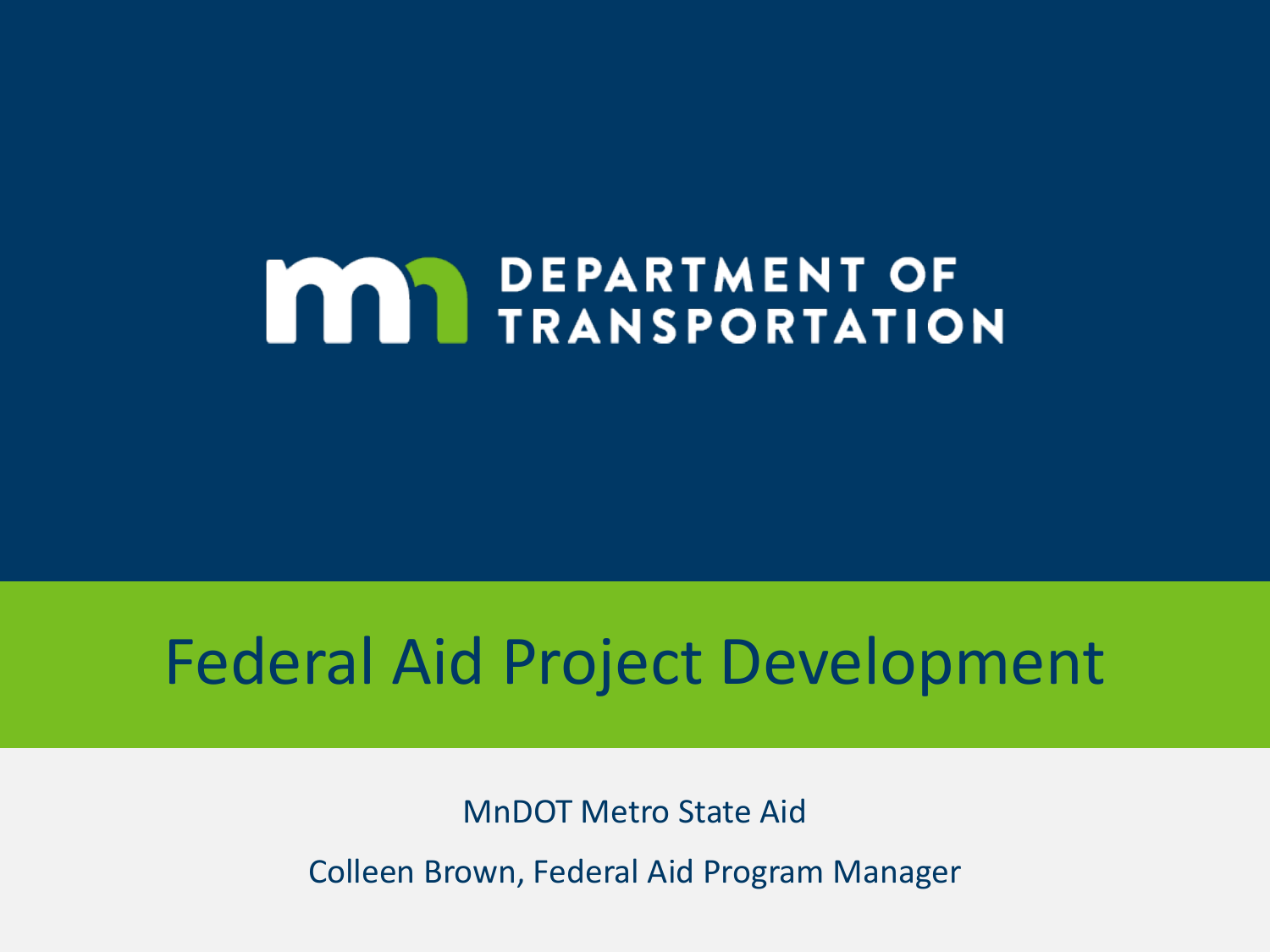DEPARTMENT OF TRANSPORTATION

# Federal Aid Project Development

MnDOT Metro State Aid

Colleen Brown, Federal Aid Program Manager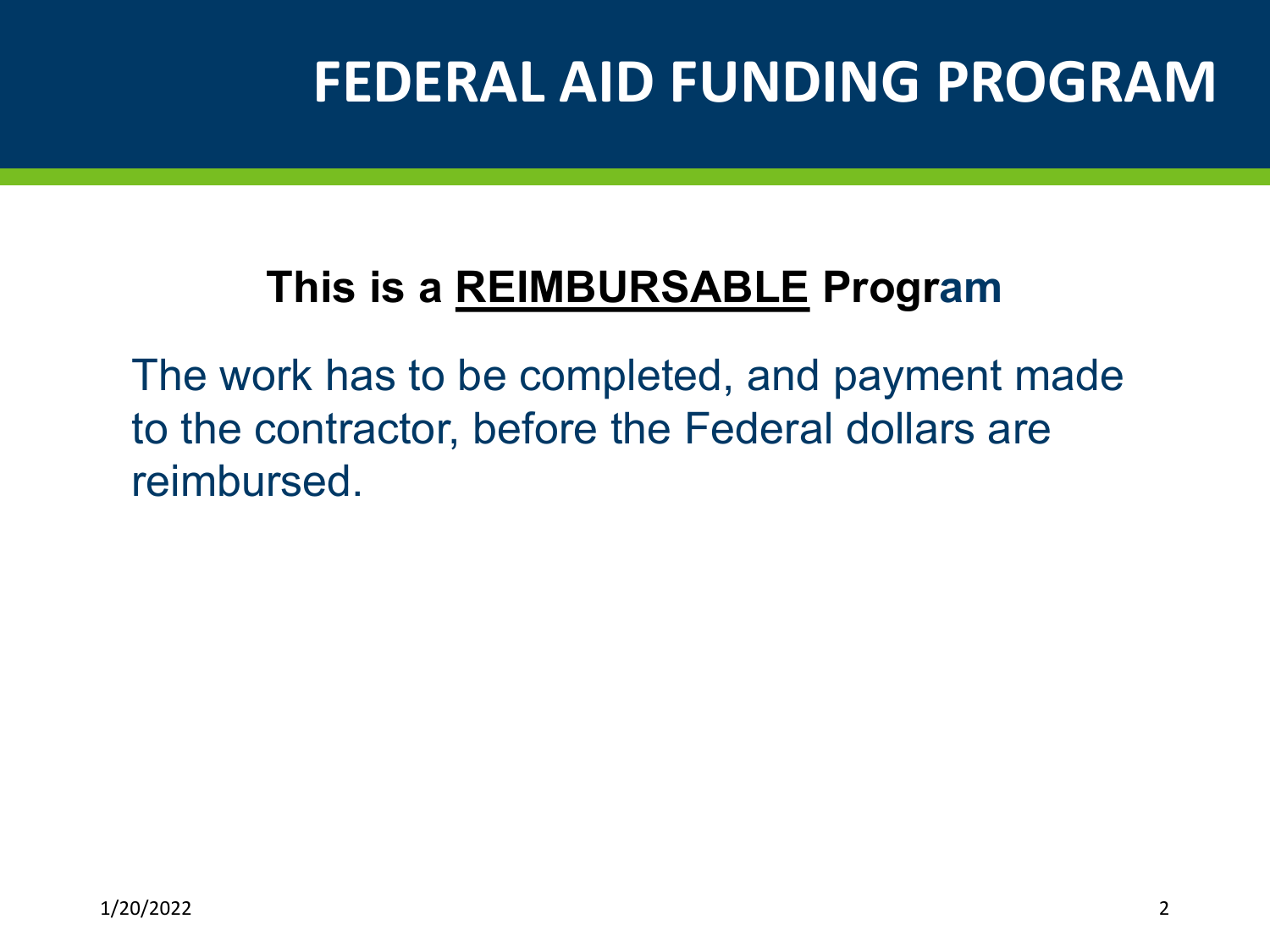# FEDERAL AID FUNDING PROGRAM

**This is a <u>REIMBURSABLE</u> Program**

The work has to be completed, and payment made to the contractor, before the Federal dollars are reimbursed.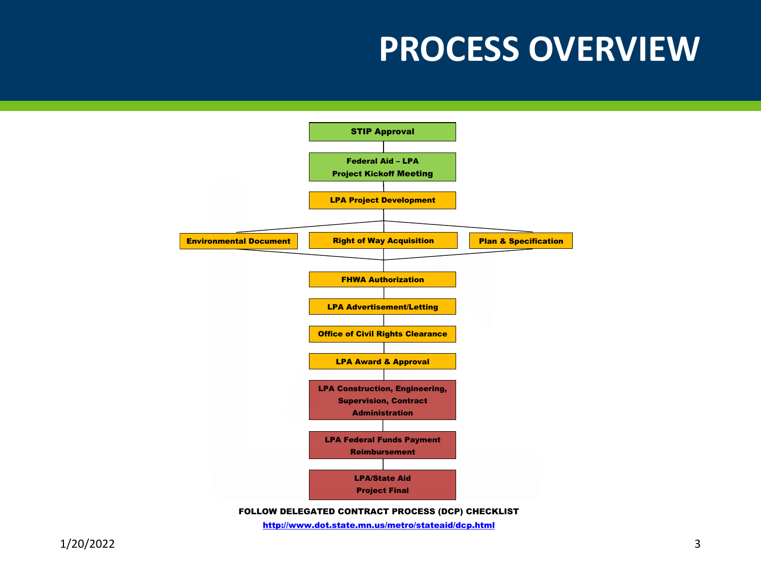# PROCESS OVERVIEW

- STIP Approval
- Federal Aid – LPA Project Kickoff Meeting
- LPA Project Development
  - Environmental Document
  - Right of Way Acquisition
  - Plan & Specification
- FHWA Authorization
- LPA Advertisement/Letting
- Office of Civil Rights Clearance
- LPA Award & Approval
- LPA Construction, Engineering, Supervision, Contract Administration
- LPA Federal Funds Payment Reimbursement
- LPA/State Aid Project Final

**FOLLOW DELEGATED CONTRACT PROCESS (DCP) CHECKLIST**

http://www.dot.state.mn.us/metro/stateaid/dcp.html

1/20/2022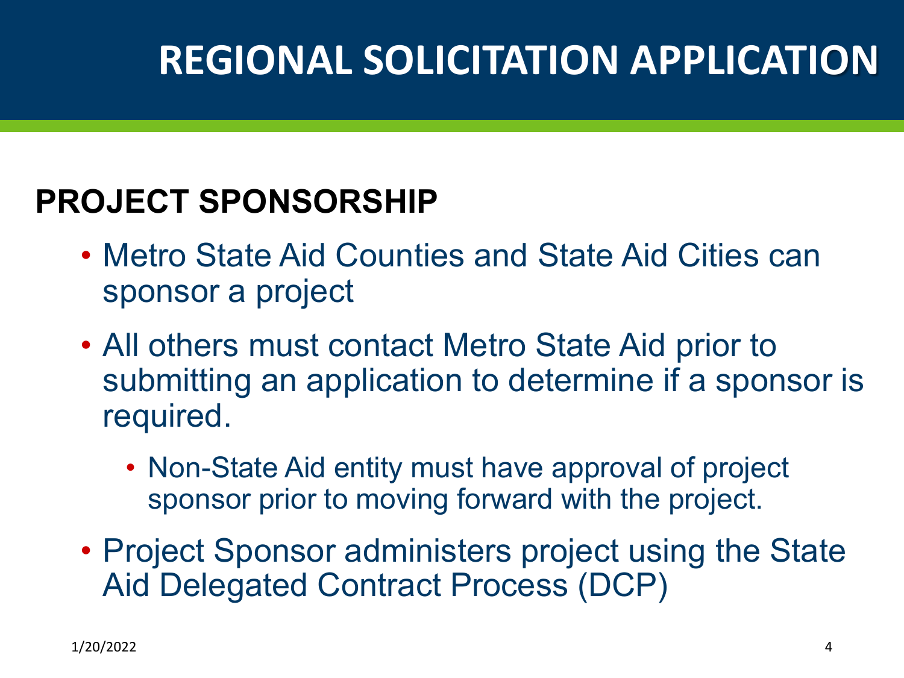# REGIONAL SOLICITATION APPLICATION

## PROJECT SPONSORSHIP

- Metro State Aid Counties and State Aid Cities can sponsor a project
- All others must contact Metro State Aid prior to submitting an application to determine if a sponsor is required.
  - Non-State Aid entity must have approval of project sponsor prior to moving forward with the project.
- Project Sponsor administers project using the State Aid Delegated Contract Process (DCP)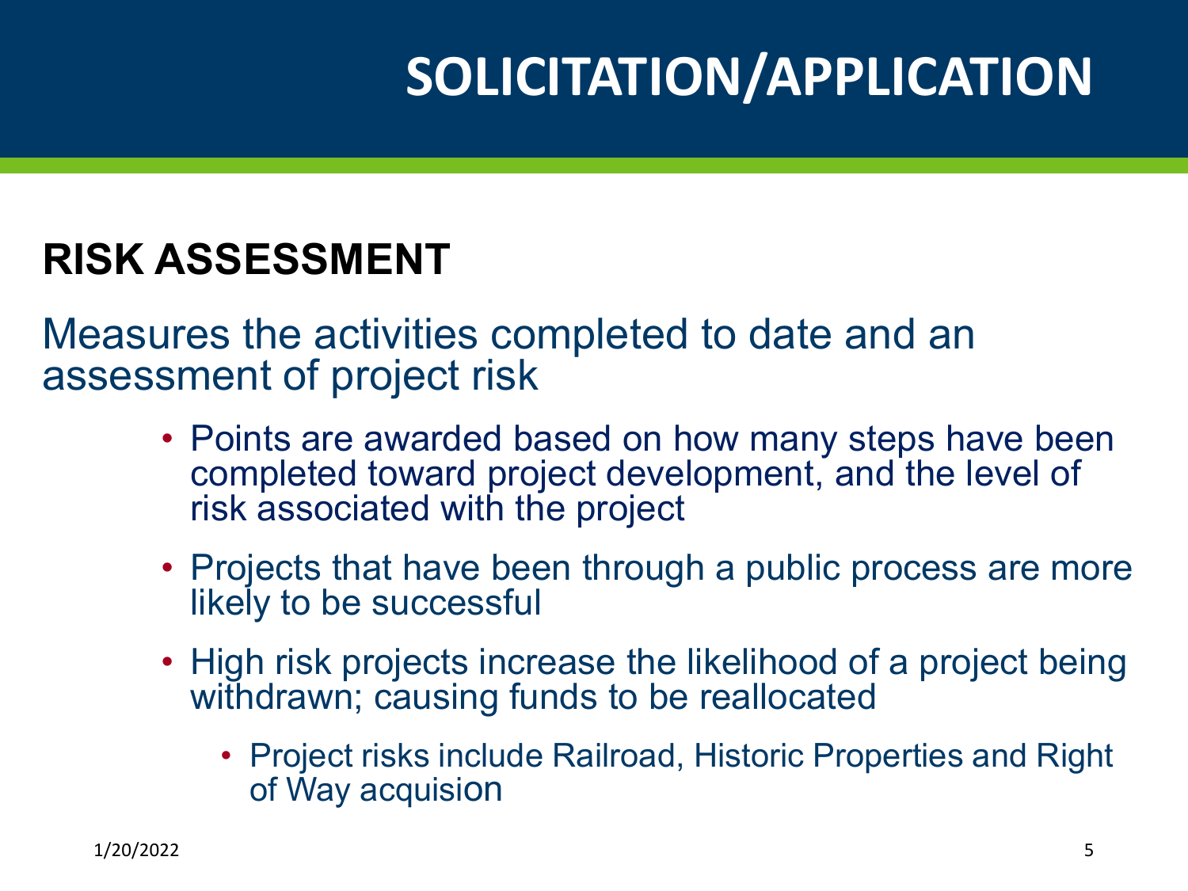# SOLICITATION/APPLICATION

## RISK ASSESSMENT

Measures the activities completed to date and an assessment of project risk

- Points are awarded based on how many steps have been completed toward project development, and the level of risk associated with the project
- Projects that have been through a public process are more likely to be successful
- High risk projects increase the likelihood of a project being withdrawn; causing funds to be reallocated
  - Project risks include Railroad, Historic Properties and Right of Way acquision

1/20/2022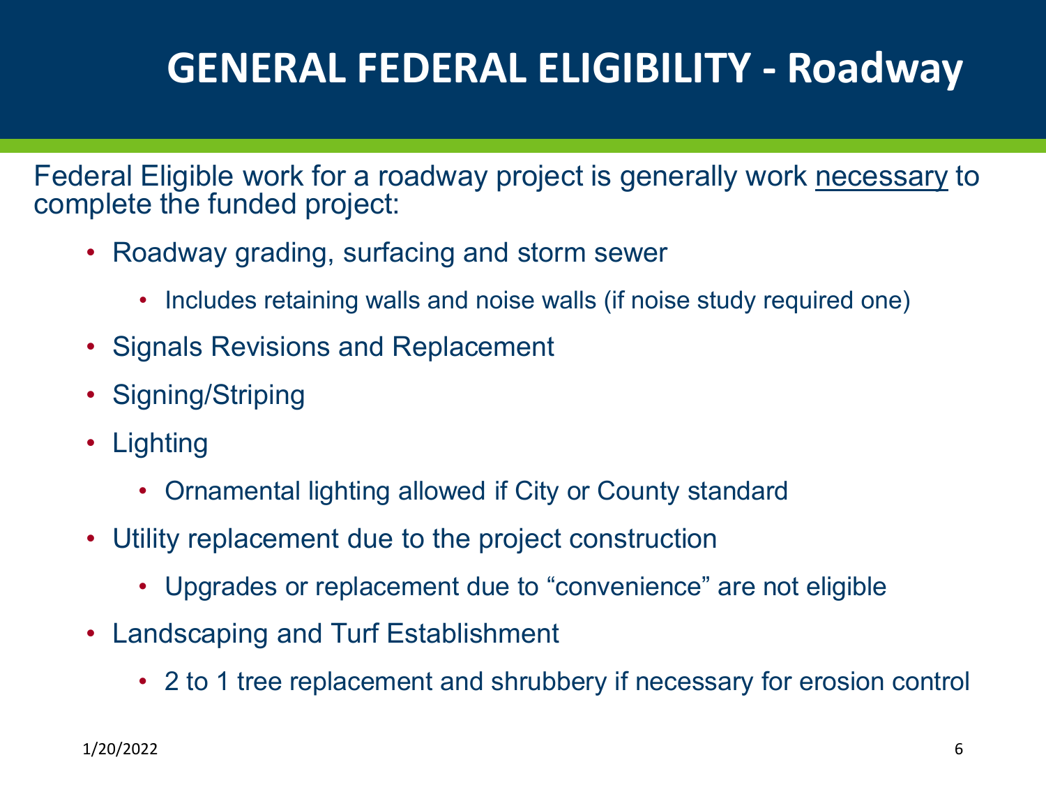# GENERAL FEDERAL ELIGIBILITY - Roadway

Federal Eligible work for a roadway project is generally work <u>necessary</u> to complete the funded project:

- Roadway grading, surfacing and storm sewer
  - Includes retaining walls and noise walls (if noise study required one)
- Signals Revisions and Replacement
- Signing/Striping
- Lighting
  - Ornamental lighting allowed if City or County standard
- Utility replacement due to the project construction
  - Upgrades or replacement due to "convenience" are not eligible
- Landscaping and Turf Establishment
  - 2 to 1 tree replacement and shrubbery if necessary for erosion control

1/20/2022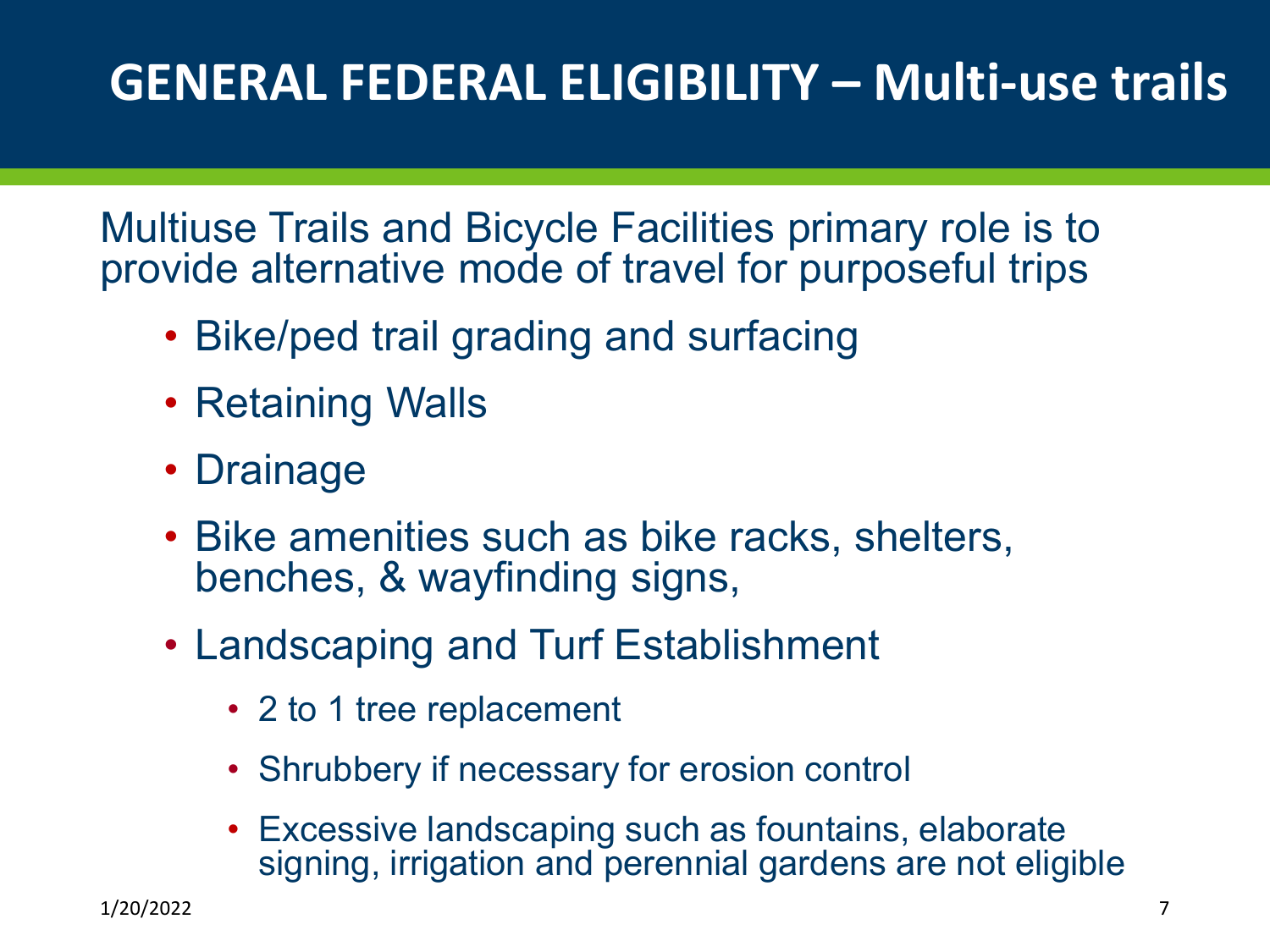# GENERAL FEDERAL ELIGIBILITY – Multi-use trails

Multiuse Trails and Bicycle Facilities primary role is to provide alternative mode of travel for purposeful trips

- Bike/ped trail grading and surfacing
- Retaining Walls
- Drainage
- Bike amenities such as bike racks, shelters, benches, & wayfinding signs,
- Landscaping and Turf Establishment
  - 2 to 1 tree replacement
  - Shrubbery if necessary for erosion control
  - Excessive landscaping such as fountains, elaborate signing, irrigation and perennial gardens are not eligible

1/20/2022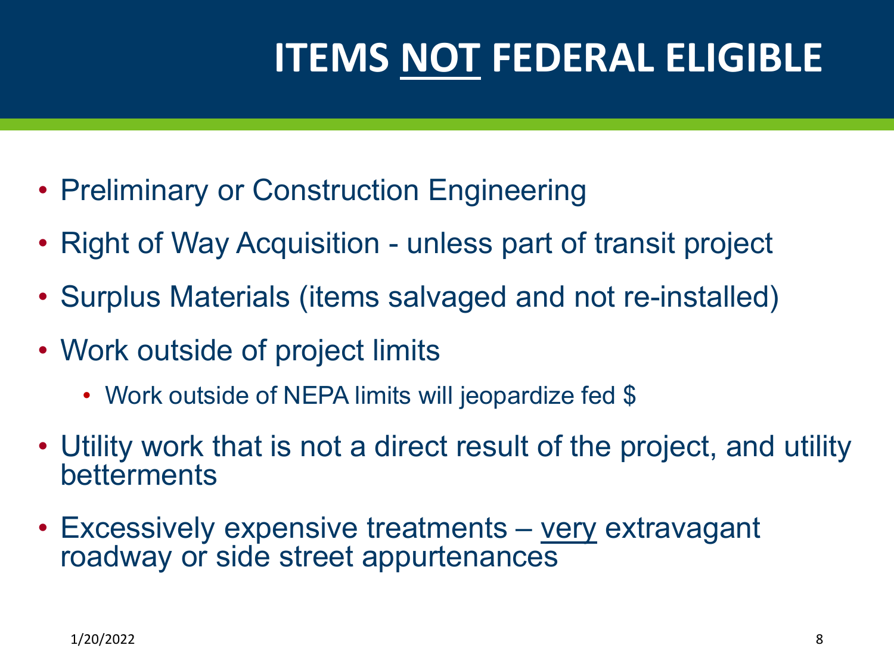# ITEMS <u>NOT</u> FEDERAL ELIGIBLE

- Preliminary or Construction Engineering
- Right of Way Acquisition - unless part of transit project
- Surplus Materials (items salvaged and not re-installed)
- Work outside of project limits
  - Work outside of NEPA limits will jeopardize fed $
- Utility work that is not a direct result of the project, and utility betterments
- Excessively expensive treatments – <u>very</u> extravagant roadway or side street appurtenances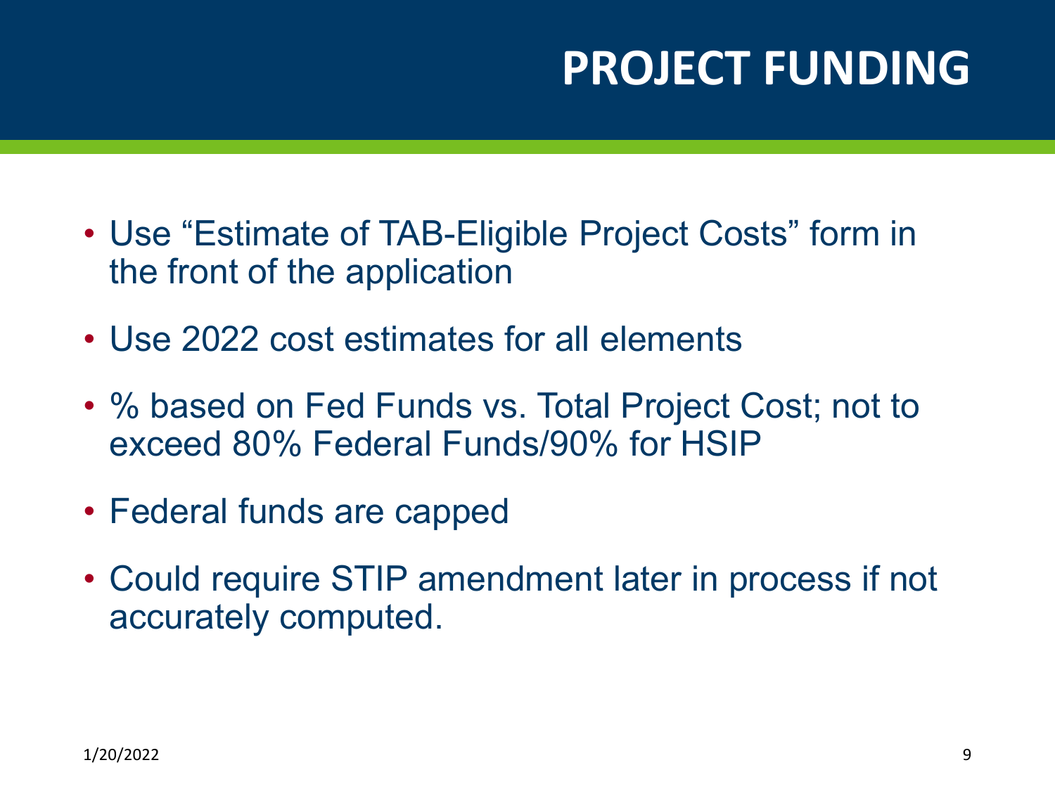# PROJECT FUNDING

- Use "Estimate of TAB-Eligible Project Costs" form in the front of the application
- Use 2022 cost estimates for all elements
- % based on Fed Funds vs. Total Project Cost; not to exceed 80% Federal Funds/90% for HSIP
- Federal funds are capped
- Could require STIP amendment later in process if not accurately computed.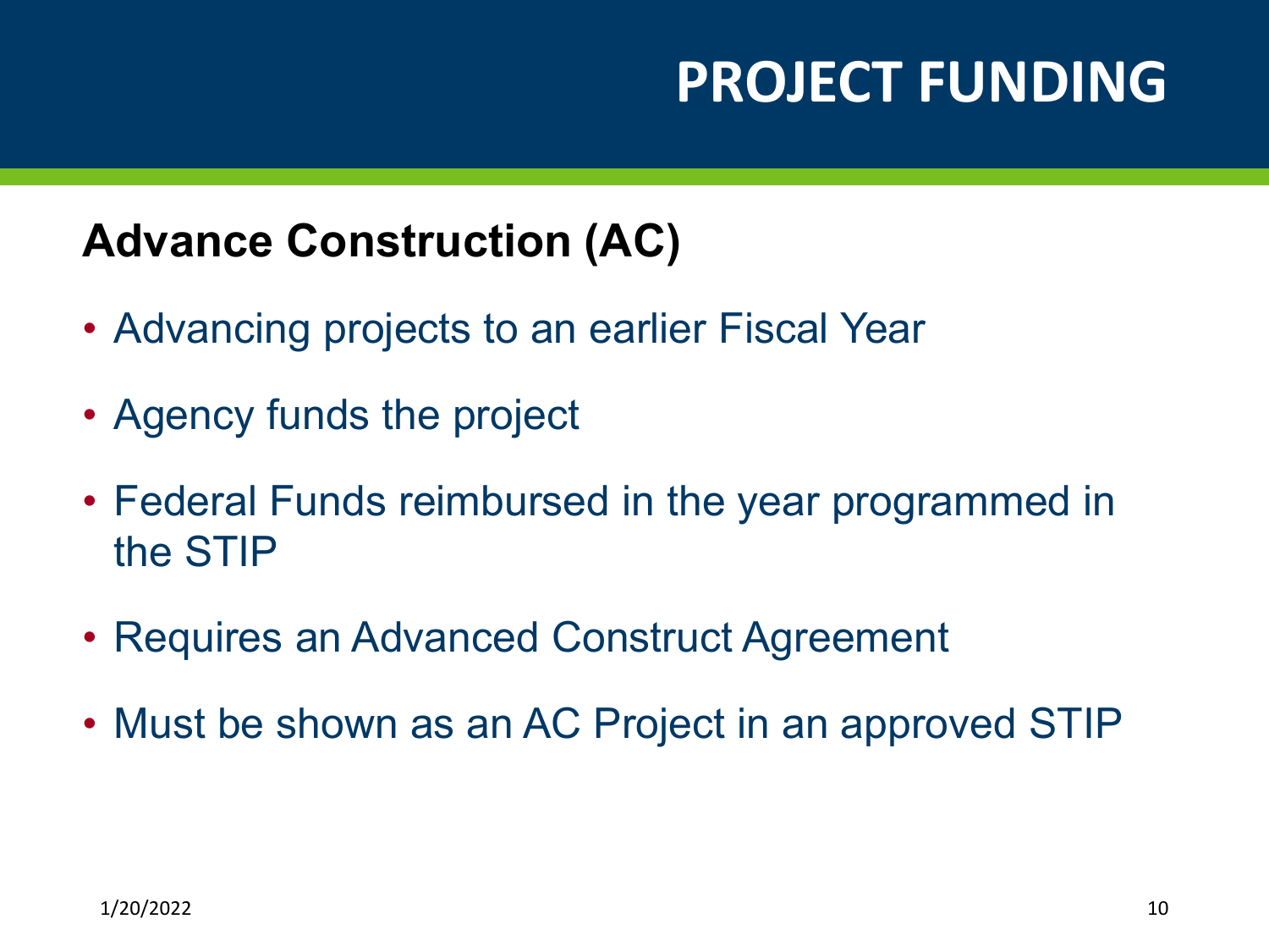# PROJECT FUNDING

## Advance Construction (AC)

- Advancing projects to an earlier Fiscal Year
- Agency funds the project
- Federal Funds reimbursed in the year programmed in the STIP
- Requires an Advanced Construct Agreement
- Must be shown as an AC Project in an approved STIP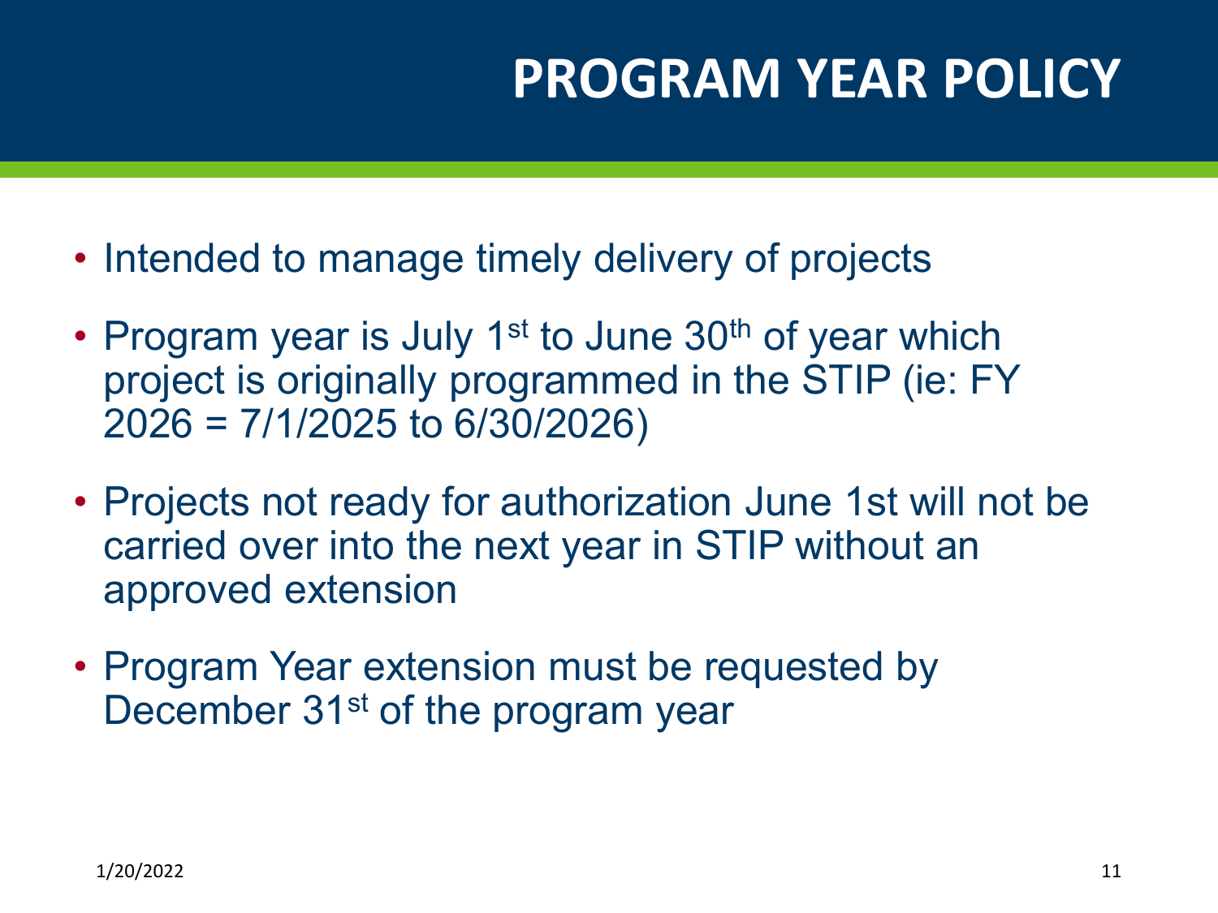# PROGRAM YEAR POLICY

- Intended to manage timely delivery of projects
- Program year is July 1st to June 30th of year which project is originally programmed in the STIP (ie: FY 2026 = 7/1/2025 to 6/30/2026)
- Projects not ready for authorization June 1st will not be carried over into the next year in STIP without an approved extension
- Program Year extension must be requested by December 31st of the program year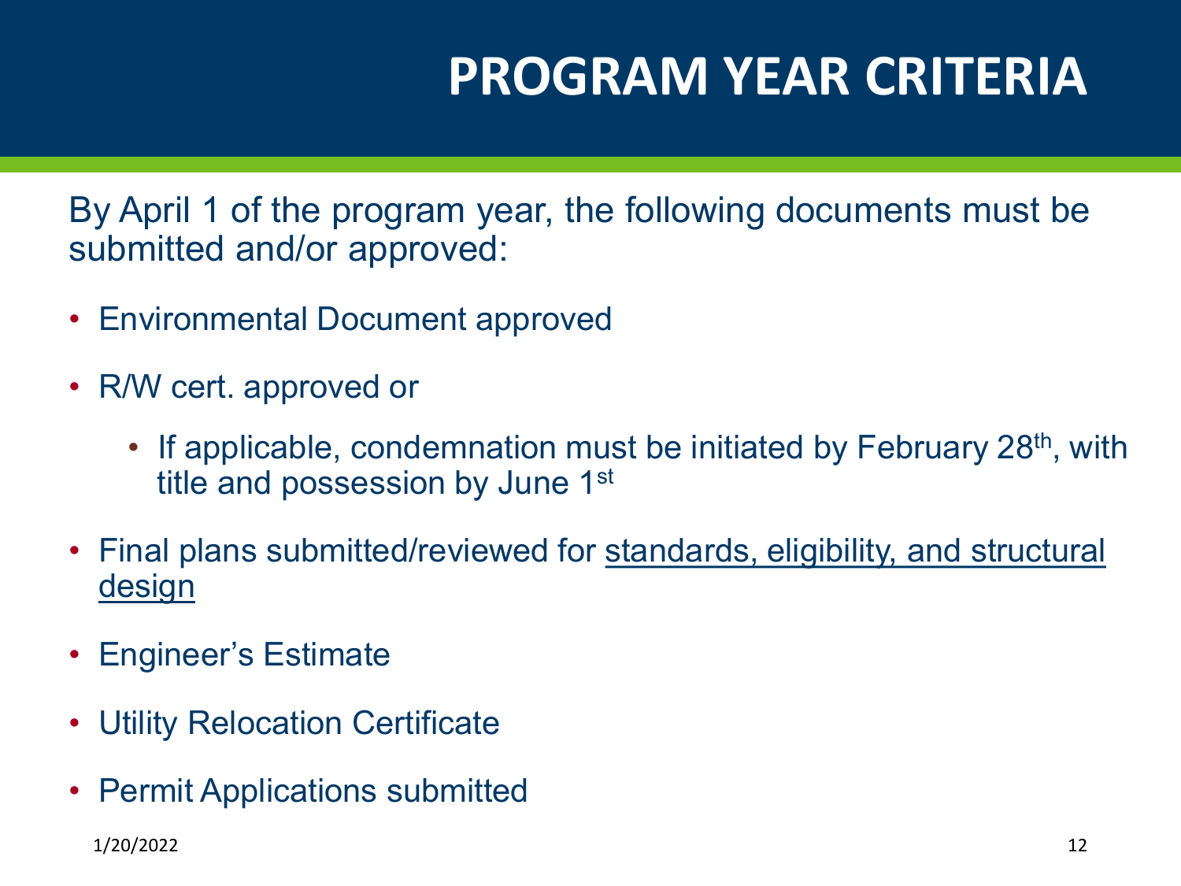# PROGRAM YEAR CRITERIA

By April 1 of the program year, the following documents must be submitted and/or approved:

- Environmental Document approved
- R/W cert. approved or
  - If applicable, condemnation must be initiated by February 28th, with title and possession by June 1st
- Final plans submitted/reviewed for <u>standards, eligibility, and structural design</u>
- Engineer's Estimate
- Utility Relocation Certificate
- Permit Applications submitted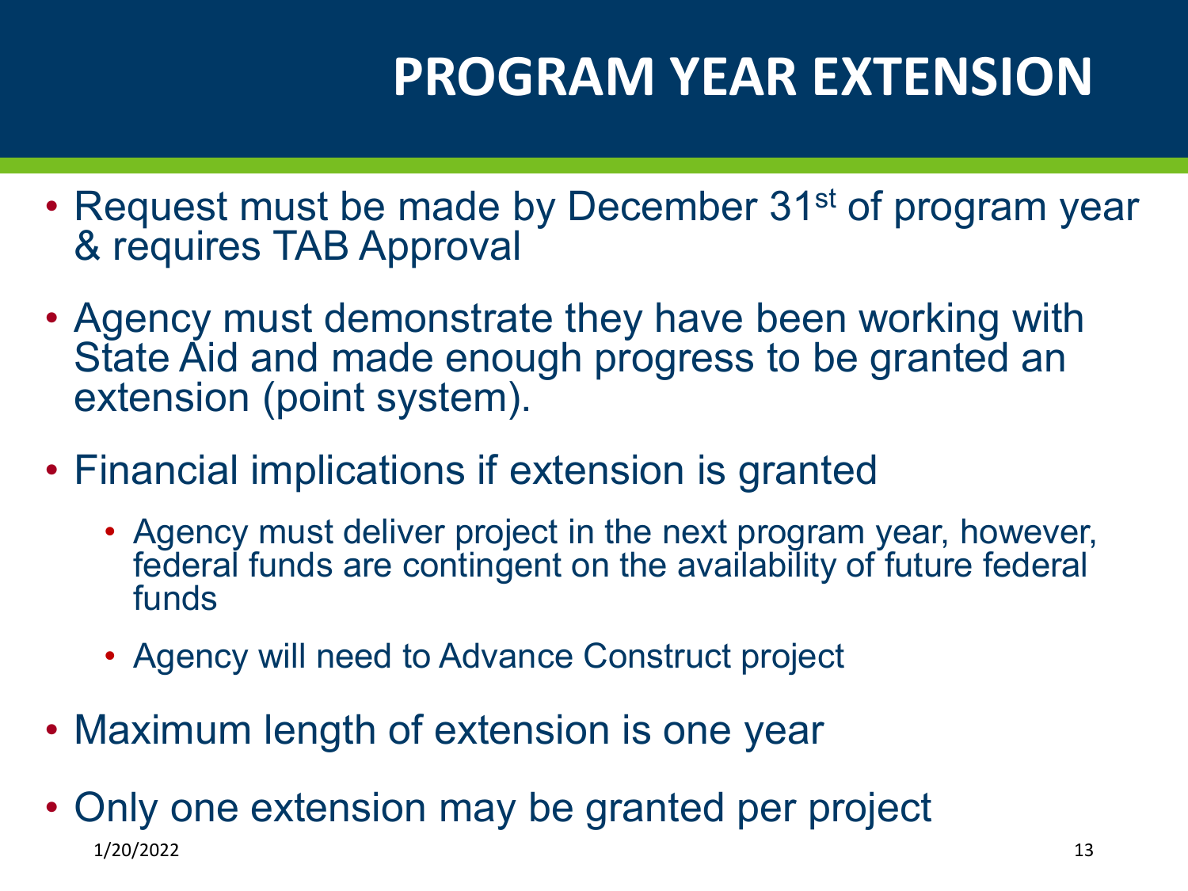# PROGRAM YEAR EXTENSION

- Request must be made by December 31st of program year & requires TAB Approval
- Agency must demonstrate they have been working with State Aid and made enough progress to be granted an extension (point system).
- Financial implications if extension is granted
  - Agency must deliver project in the next program year, however, federal funds are contingent on the availability of future federal funds
  - Agency will need to Advance Construct project
- Maximum length of extension is one year
- Only one extension may be granted per project

1/20/2022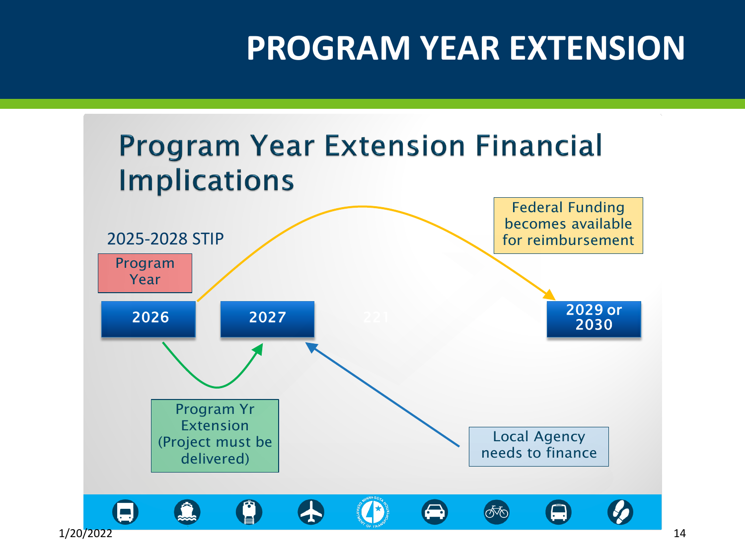# PROGRAM YEAR EXTENSION

## Program Year Extension Financial Implications

2025-2028 STIP

Program Year

2026

2027

2029 or 2030

Federal Funding becomes available for reimbursement

Program Yr Extension (Project must be delivered)

Local Agency needs to finance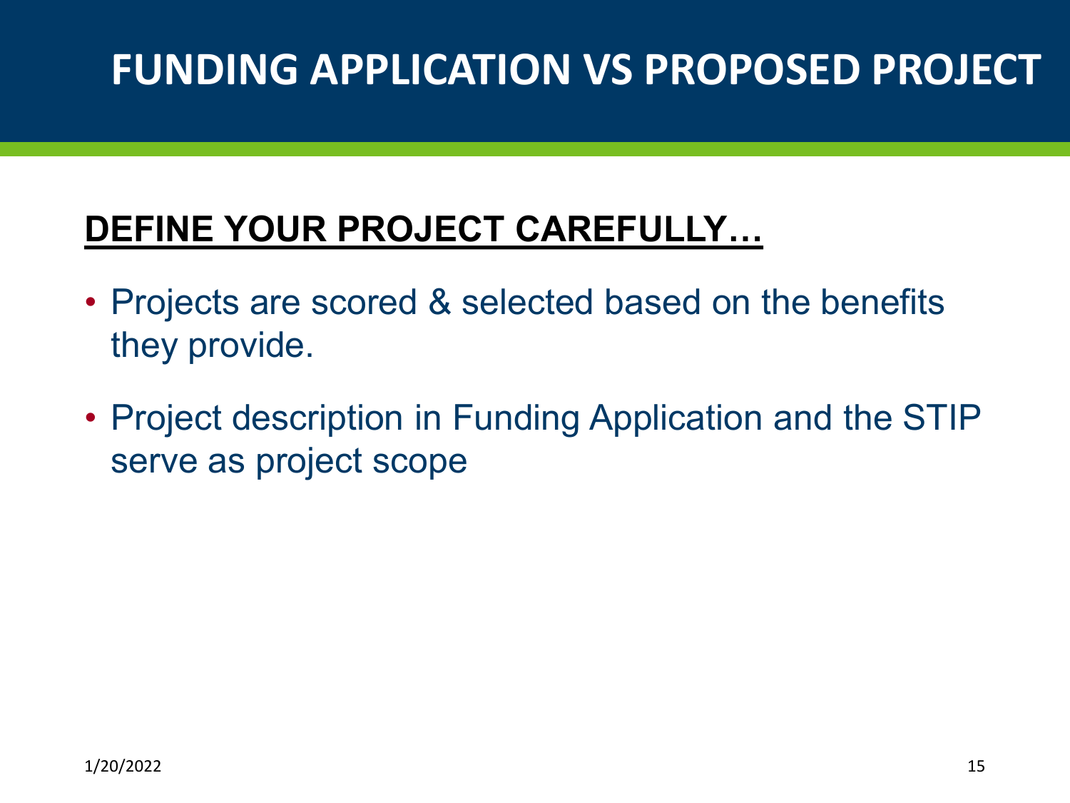# FUNDING APPLICATION VS PROPOSED PROJECT

## DEFINE YOUR PROJECT CAREFULLY…

- Projects are scored & selected based on the benefits they provide.
- Project description in Funding Application and the STIP serve as project scope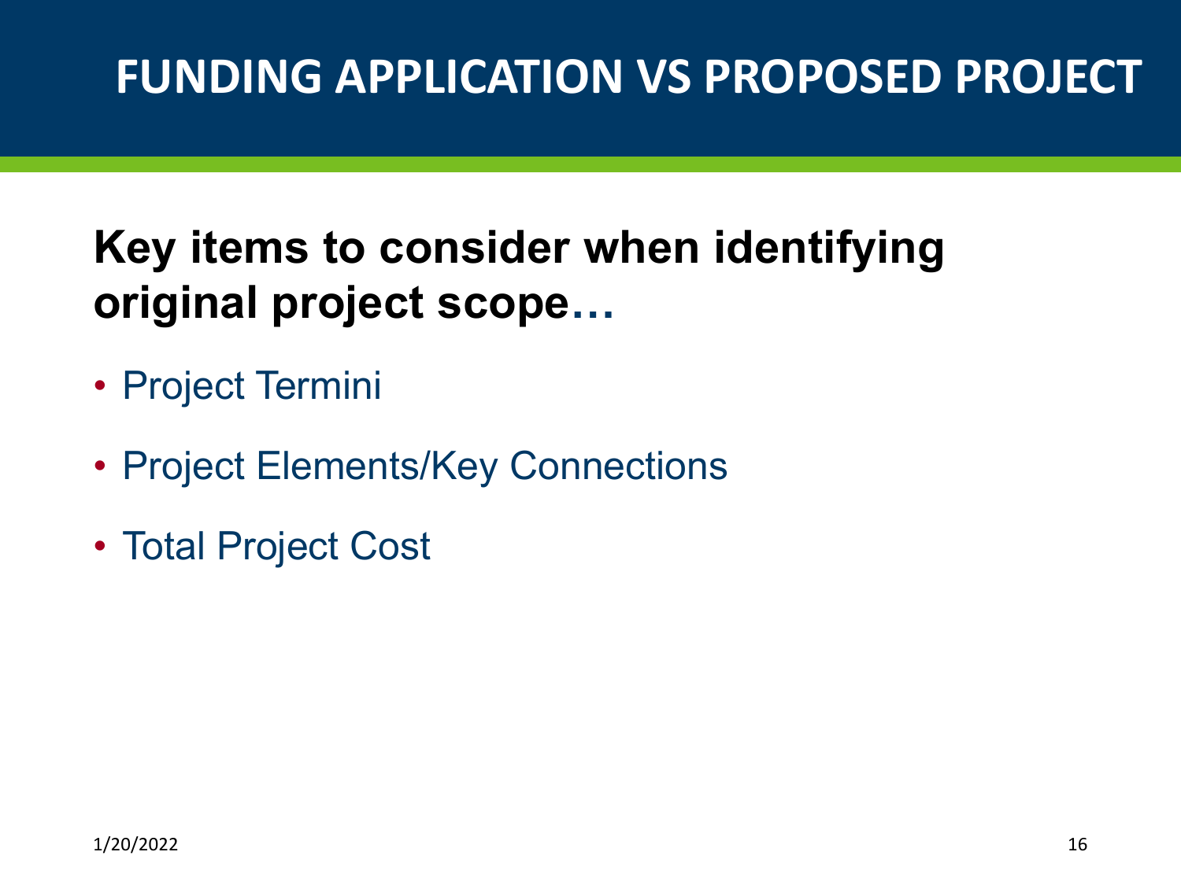# FUNDING APPLICATION VS PROPOSED PROJECT

**Key items to consider when identifying original project scope…**

- Project Termini
- Project Elements/Key Connections
- Total Project Cost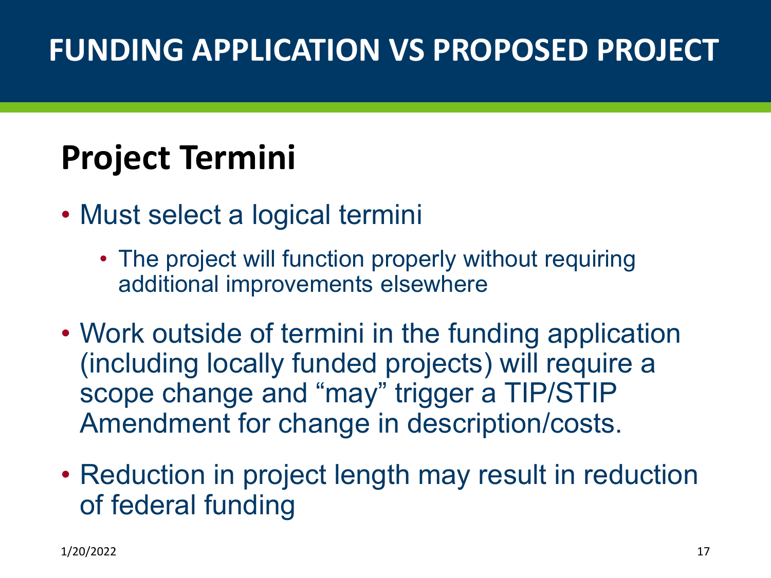# FUNDING APPLICATION VS PROPOSED PROJECT

## Project Termini

- Must select a logical termini
  - The project will function properly without requiring additional improvements elsewhere
- Work outside of termini in the funding application (including locally funded projects) will require a scope change and “may” trigger a TIP/STIP Amendment for change in description/costs.
- Reduction in project length may result in reduction of federal funding

1/20/2022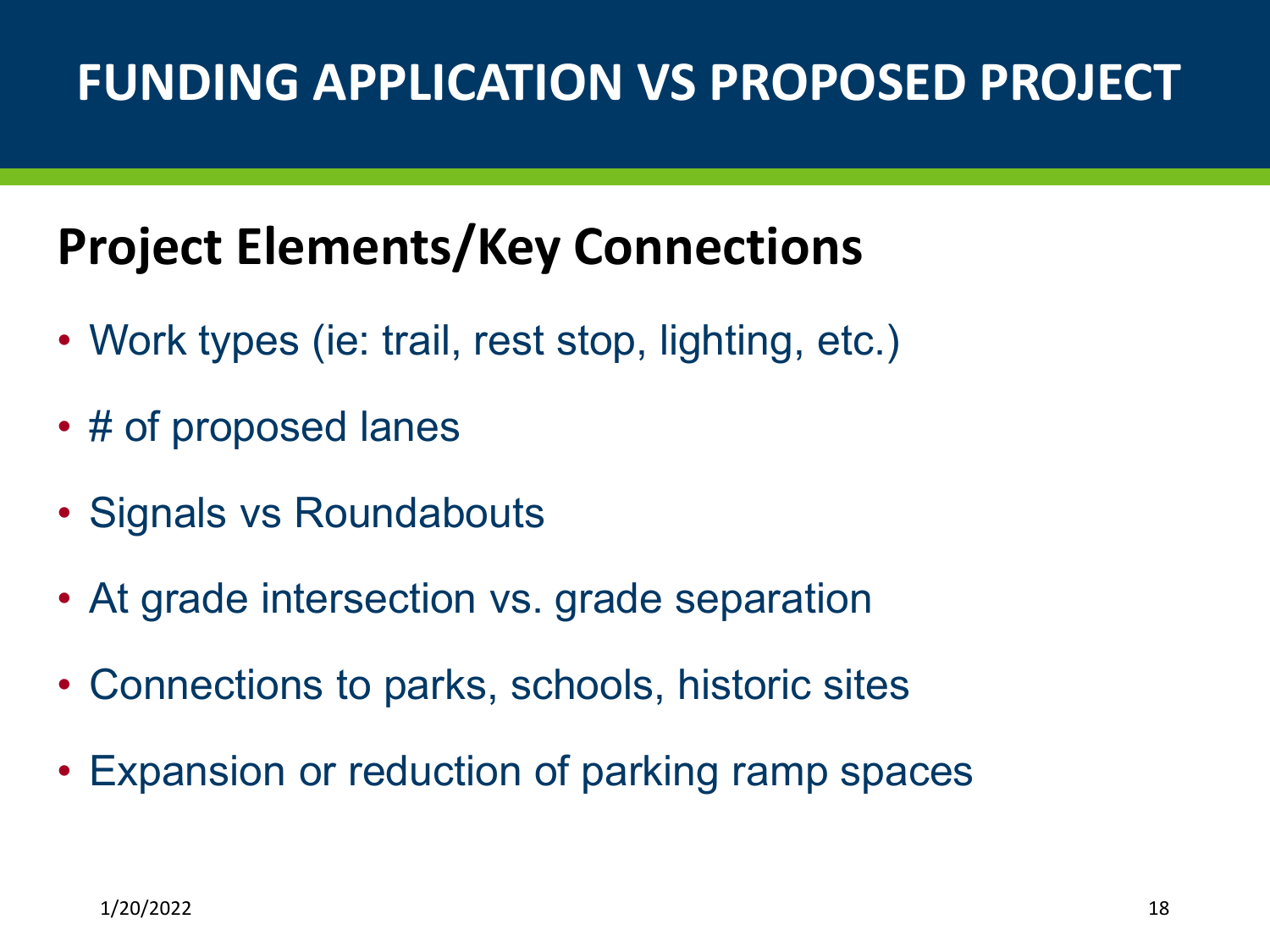# FUNDING APPLICATION VS PROPOSED PROJECT

## Project Elements/Key Connections

- Work types (ie: trail, rest stop, lighting, etc.)
- # of proposed lanes
- Signals vs Roundabouts
- At grade intersection vs. grade separation
- Connections to parks, schools, historic sites
- Expansion or reduction of parking ramp spaces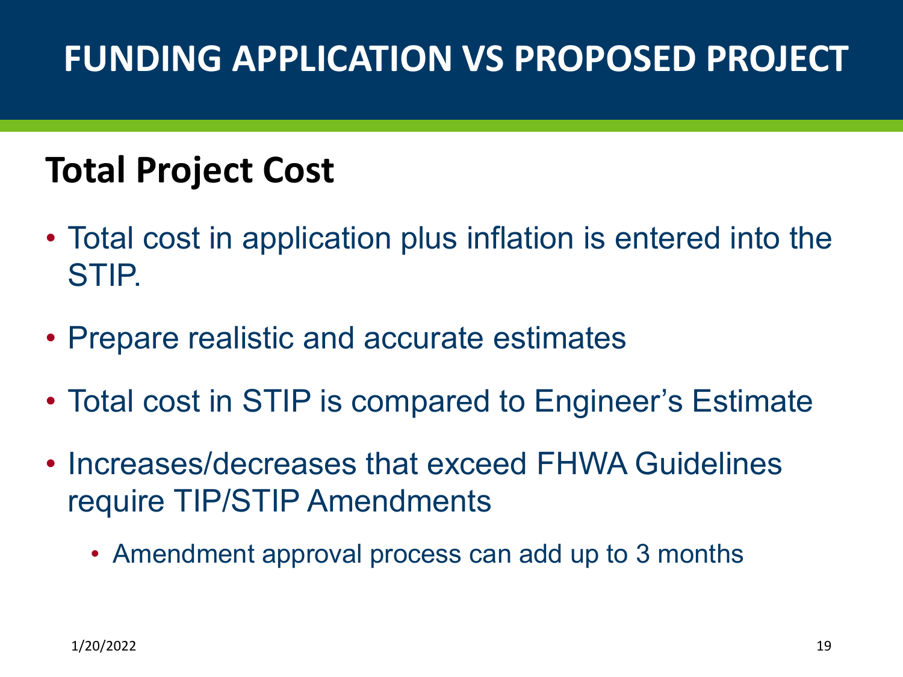# FUNDING APPLICATION VS PROPOSED PROJECT

## Total Project Cost

- Total cost in application plus inflation is entered into the STIP.
- Prepare realistic and accurate estimates
- Total cost in STIP is compared to Engineer's Estimate
- Increases/decreases that exceed FHWA Guidelines require TIP/STIP Amendments
  - Amendment approval process can add up to 3 months

1/20/2022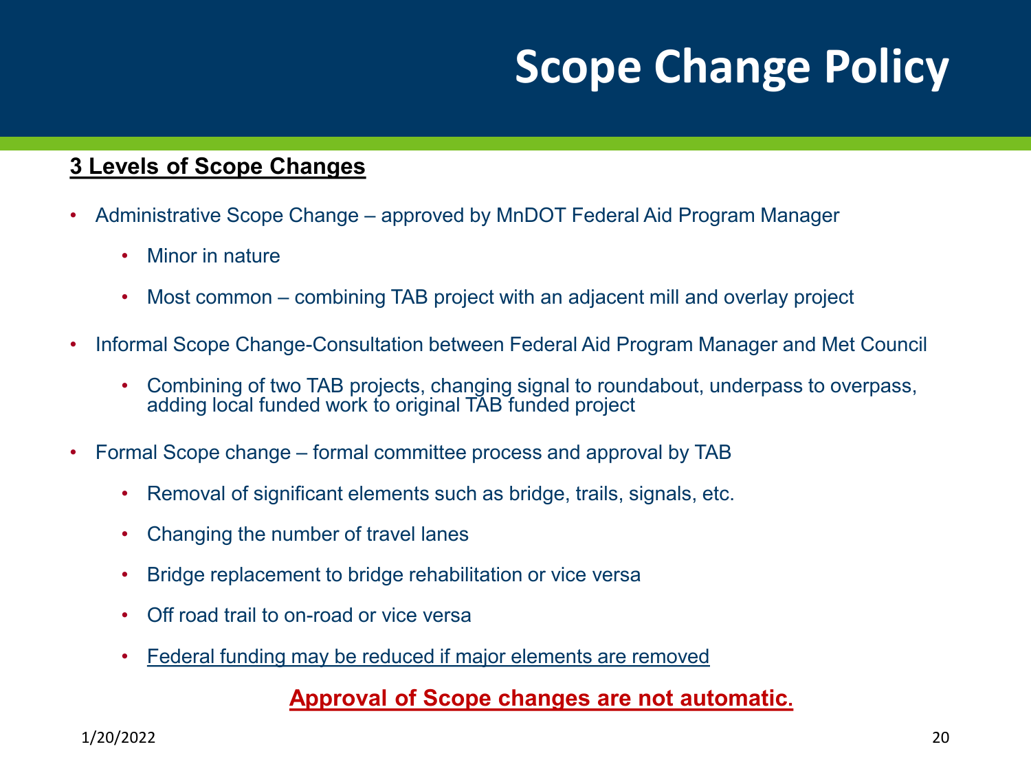# Scope Change Policy

**3 Levels of Scope Changes**

- Administrative Scope Change – approved by MnDOT Federal Aid Program Manager
  - Minor in nature
  - Most common – combining TAB project with an adjacent mill and overlay project
- Informal Scope Change-Consultation between Federal Aid Program Manager and Met Council
  - Combining of two TAB projects, changing signal to roundabout, underpass to overpass, adding local funded work to original TAB funded project
- Formal Scope change – formal committee process and approval by TAB
  - Removal of significant elements such as bridge, trails, signals, etc.
  - Changing the number of travel lanes
  - Bridge replacement to bridge rehabilitation or vice versa
  - Off road trail to on-road or vice versa
  - Federal funding may be reduced if major elements are removed

**Approval of Scope changes are not automatic.**

1/20/2022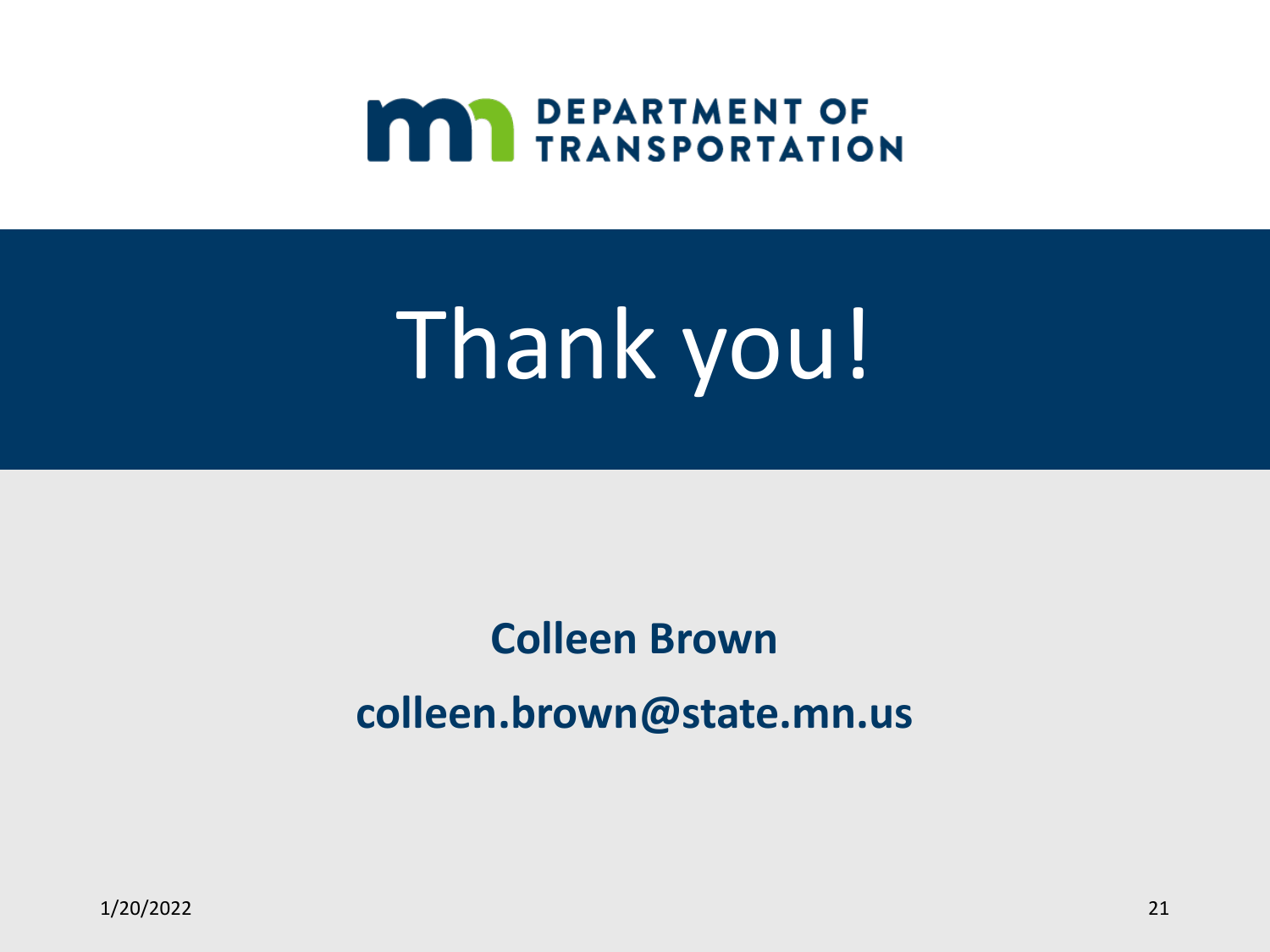DEPARTMENT OF TRANSPORTATION

# Thank you!

**Colleen Brown**

**colleen.brown@state.mn.us**

1/20/2022